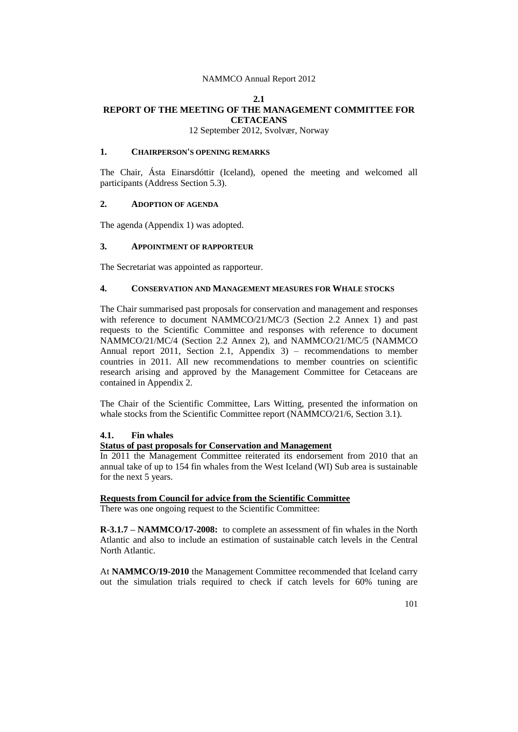## 2.1

# REPORT OF THE MEETING OF THE MANAGEMENT COMMITTEE FOR CETACEANS

12 September 2012, Svolvær, Norway

## 1. CHAIRPERSON'S OPENING REMARKS

The Chair, Ásta Einarsdóttir (Iceland), opened the meeting and welcomed all participants (Address Section 5.3).

## 2. ADOPTION OF AGENDA

The agenda (Appendix 1) was adopted.

## 3. APPOINTMENT OF RAPPORTEUR

The Secretariat was appointed as rapporteur.

## 4. CONSERVATION AND MANAGEMENT MEASURES FOR WHALE STOCKS

The Chair summarised past proposals for conservation and management and responses with reference to document NAMMCO/21/MC/3 (Section 2.2 Annex 1) and past requests to the Scientific Committee and responses with reference to document NAMMCO/21/MC/4 (Section 2.2 Annex 2), and NAMMCO/21/MC/5 (NAMMCO Annual report 2011, Section 2.1, Appendix 3) – recommendations to member countries in 2011. All new recommendations to member countries on scientific research arising and approved by the Management Committee for Cetaceans are contained in Appendix 2.

The Chair of the Scientific Committee, Lars Witting, presented the information on whale stocks from the Scientific Committee report (NAMMCO/21/6, Section 3.1).

### 4.1. Fin whales

**Status of past proposals for Conservation and Management**

In 2011 the Management Committee reiterated its endorsement from 2010 that an annual take of up to 154 fin whales from the West Iceland (WI) Sub area is sustainable for the next 5 years.

**Requests from Council for advice from the Scientific Committee**

There was one ongoing request to the Scientific Committee:

**R-3.1.7 – NAMMCO/17-2008:** to complete an assessment of fin whales in the North Atlantic and also to include an estimation of sustainable catch levels in the Central North Atlantic.

At **NAMMCO/19-2010** the Management Committee recommended that Iceland carry out the simulation trials required to check if catch levels for 60% tuning are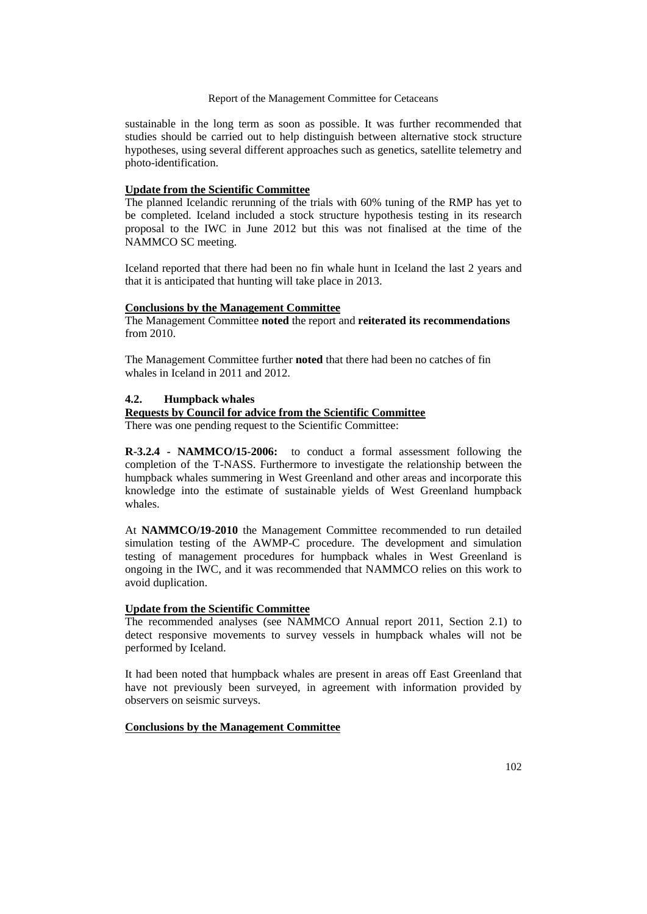sustainable in the long term as soon as possible. It was further recommended that studies should be carried out to help distinguish between alternative stock structure hypotheses, using several different approaches such as genetics, satellite telemetry and photo-identification.

**Update from the Scientific Committee**

The planned Icelandic rerunning of the trials with 60% tuning of the RMP has yet to be completed. Iceland included a stock structure hypothesis testing in its research proposal to the IWC in June 2012 but this was not finalised at the time of the NAMMCO SC meeting.

Iceland reported that there had been no fin whale hunt in Iceland the last 2 years and that it is anticipated that hunting will take place in 2013.

**Conclusions by the Management Committee**

The Management Committee **noted** the report and **reiterated its recommendations** from 2010.

The Management Committee further **noted** that there had been no catches of fin whales in Iceland in 2011 and 2012.

### 4.2. Humpback whales

**Requests by Council for advice from the Scientific Committee**

There was one pending request to the Scientific Committee:

**R-3.2.4 - NAMMCO/15-2006:** to conduct a formal assessment following the completion of the T-NASS. Furthermore to investigate the relationship between the humpback whales summering in West Greenland and other areas and incorporate this knowledge into the estimate of sustainable yields of West Greenland humpback whales.

At **NAMMCO/19-2010** the Management Committee recommended to run detailed simulation testing of the AWMP-C procedure. The development and simulation testing of management procedures for humpback whales in West Greenland is ongoing in the IWC, and it was recommended that NAMMCO relies on this work to avoid duplication.

**Update from the Scientific Committee**

The recommended analyses (see NAMMCO Annual report 2011, Section 2.1) to detect responsive movements to survey vessels in humpback whales will not be performed by Iceland.

It had been noted that humpback whales are present in areas off East Greenland that have not previously been surveyed, in agreement with information provided by observers on seismic surveys.

**Conclusions by the Management Committee**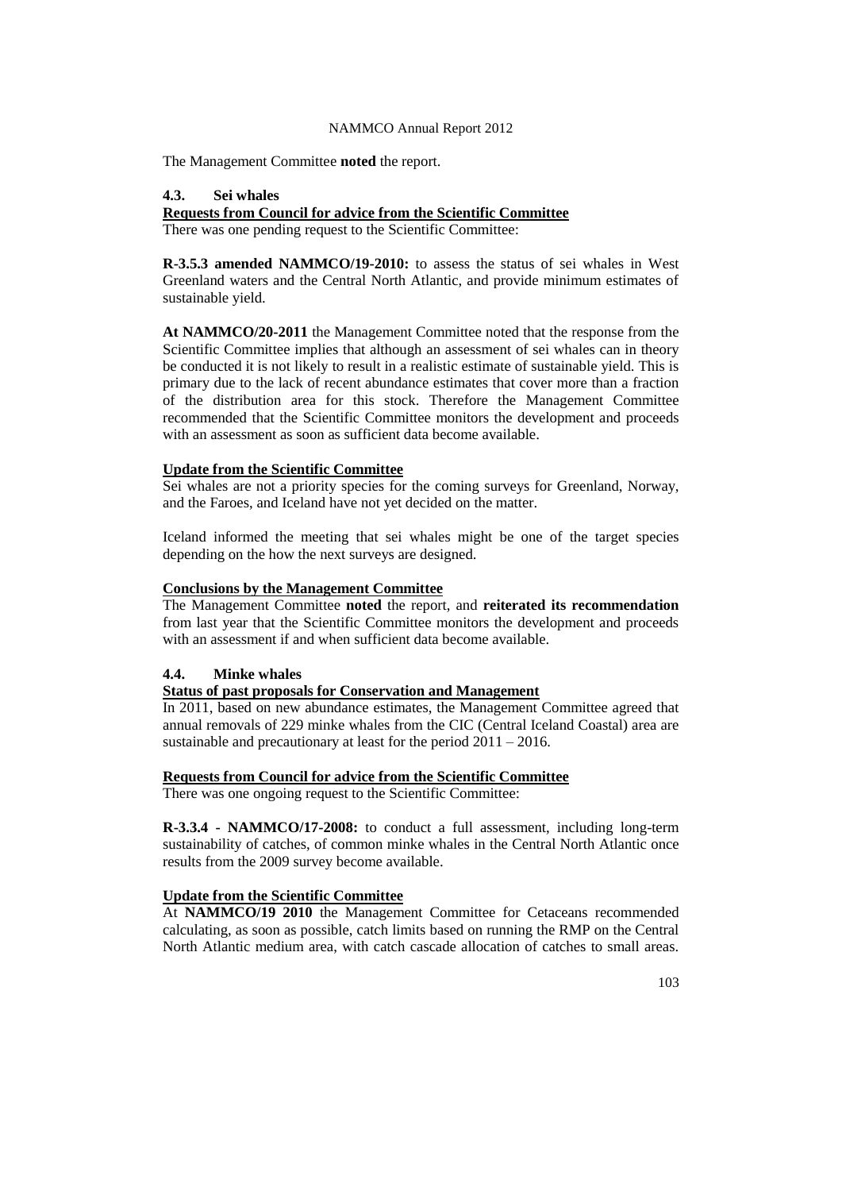The Management Committee **noted** the report.

### 4.3. Sei whales

**Requests from Council for advice from the Scientific Committee**

There was one pending request to the Scientific Committee:

**R-3.5.3 amended NAMMCO/19-2010:** to assess the status of sei whales in West Greenland waters and the Central North Atlantic, and provide minimum estimates of sustainable yield.

**At NAMMCO/20-2011** the Management Committee noted that the response from the Scientific Committee implies that although an assessment of sei whales can in theory be conducted it is not likely to result in a realistic estimate of sustainable yield. This is primary due to the lack of recent abundance estimates that cover more than a fraction of the distribution area for this stock. Therefore the Management Committee recommended that the Scientific Committee monitors the development and proceeds with an assessment as soon as sufficient data become available.

**Update from the Scientific Committee**

Sei whales are not a priority species for the coming surveys for Greenland, Norway, and the Faroes, and Iceland have not yet decided on the matter.

Iceland informed the meeting that sei whales might be one of the target species depending on the how the next surveys are designed.

**Conclusions by the Management Committee**

The Management Committee **noted** the report, and **reiterated its recommendation** from last year that the Scientific Committee monitors the development and proceeds with an assessment if and when sufficient data become available.

### 4.4. Minke whales

**Status of past proposals for Conservation and Management**

In 2011, based on new abundance estimates, the Management Committee agreed that annual removals of 229 minke whales from the CIC (Central Iceland Coastal) area are sustainable and precautionary at least for the period 2011 – 2016.

**Requests from Council for advice from the Scientific Committee**

There was one ongoing request to the Scientific Committee:

**R-3.3.4 - NAMMCO/17-2008:** to conduct a full assessment, including long-term sustainability of catches, of common minke whales in the Central North Atlantic once results from the 2009 survey become available.

**Update from the Scientific Committee**

At **NAMMCO/19 2010** the Management Committee for Cetaceans recommended calculating, as soon as possible, catch limits based on running the RMP on the Central North Atlantic medium area, with catch cascade allocation of catches to small areas.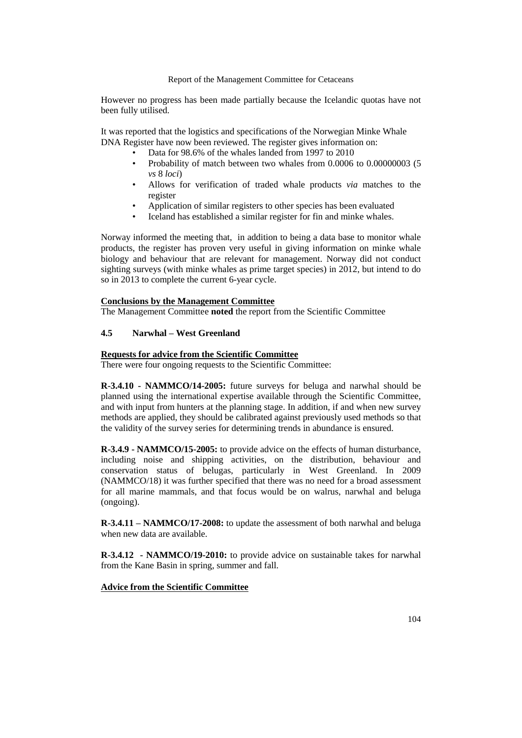However no progress has been made partially because the Icelandic quotas have not been fully utilised.

It was reported that the logistics and specifications of the Norwegian Minke Whale DNA Register have now been reviewed. The register gives information on:

- Data for 98.6% of the whales landed from 1997 to 2010
- Probability of match between two whales from 0.0006 to 0.00000003 (5 *vs* 8 *loci*)
- Allows for verification of traded whale products *via* matches to the register
- Application of similar registers to other species has been evaluated
- Iceland has established a similar register for fin and minke whales.

Norway informed the meeting that, in addition to being a data base to monitor whale products, the register has proven very useful in giving information on minke whale biology and behaviour that are relevant for management. Norway did not conduct sighting surveys (with minke whales as prime target species) in 2012, but intend to do so in 2013 to complete the current 6-year cycle.

**Conclusions by the Management Committee**

The Management Committee **noted** the report from the Scientific Committee

### 4.5 Narwhal – West Greenland

**Requests for advice from the Scientific Committee**

There were four ongoing requests to the Scientific Committee:

**R-3.4.10 - NAMMCO/14-2005:** future surveys for beluga and narwhal should be planned using the international expertise available through the Scientific Committee, and with input from hunters at the planning stage. In addition, if and when new survey methods are applied, they should be calibrated against previously used methods so that the validity of the survey series for determining trends in abundance is ensured.

**R-3.4.9 - NAMMCO/15-2005:** to provide advice on the effects of human disturbance, including noise and shipping activities, on the distribution, behaviour and conservation status of belugas, particularly in West Greenland. In 2009 (NAMMCO/18) it was further specified that there was no need for a broad assessment for all marine mammals, and that focus would be on walrus, narwhal and beluga (ongoing).

**R-3.4.11 – NAMMCO/17-2008:** to update the assessment of both narwhal and beluga when new data are available.

**R-3.4.12 - NAMMCO/19-2010:** to provide advice on sustainable takes for narwhal from the Kane Basin in spring, summer and fall.

**Advice from the Scientific Committee**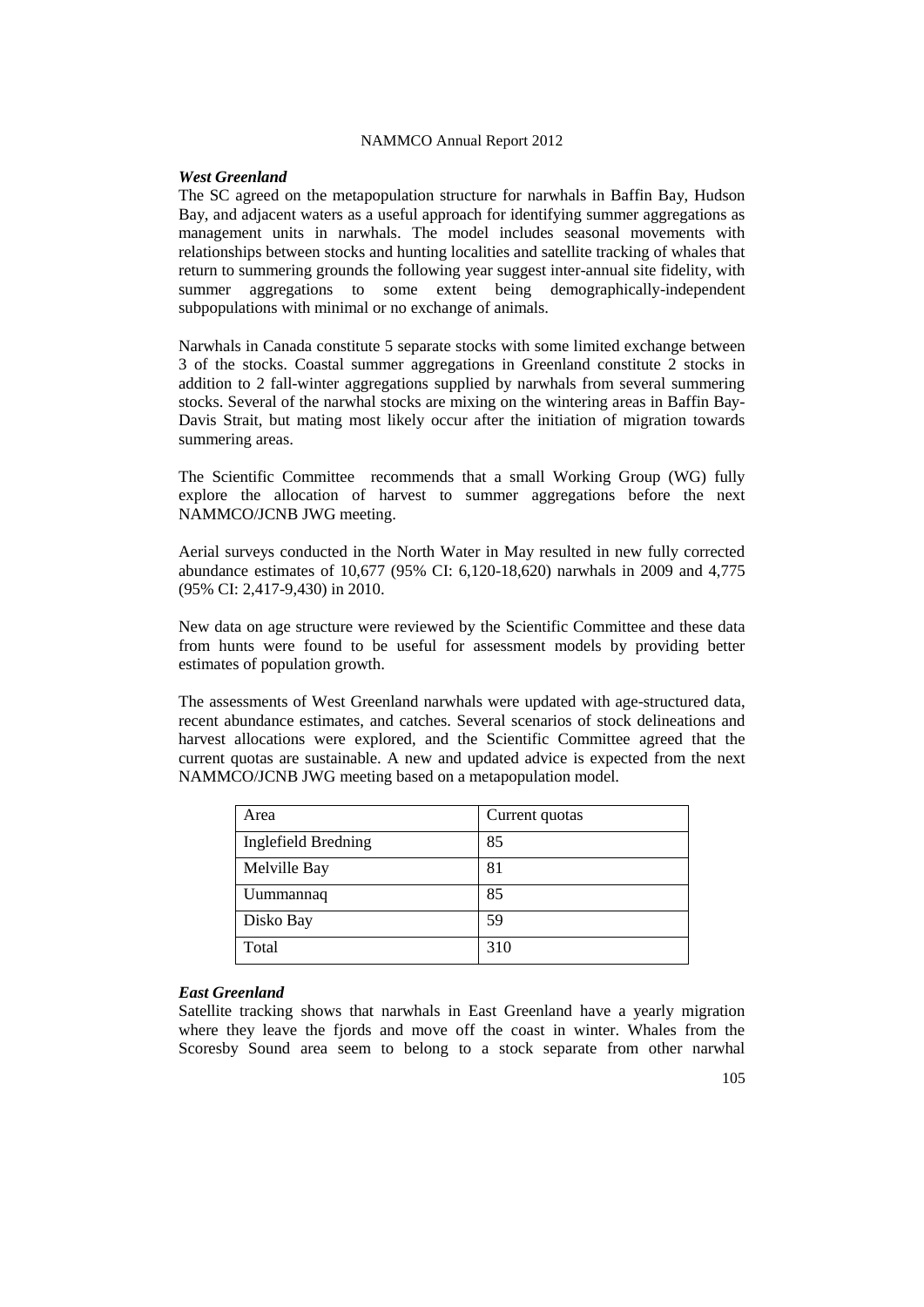### *West Greenland*

The SC agreed on the metapopulation structure for narwhals in Baffin Bay, Hudson Bay, and adjacent waters as a useful approach for identifying summer aggregations as management units in narwhals. The model includes seasonal movements with relationships between stocks and hunting localities and satellite tracking of whales that return to summering grounds the following year suggest inter-annual site fidelity, with summer aggregations to some extent being demographically-independent subpopulations with minimal or no exchange of animals.

Narwhals in Canada constitute 5 separate stocks with some limited exchange between 3 of the stocks. Coastal summer aggregations in Greenland constitute 2 stocks in addition to 2 fall-winter aggregations supplied by narwhals from several summering stocks. Several of the narwhal stocks are mixing on the wintering areas in Baffin Bay-Davis Strait, but mating most likely occur after the initiation of migration towards summering areas.

The Scientific Committee recommends that a small Working Group (WG) fully explore the allocation of harvest to summer aggregations before the next NAMMCO/JCNB JWG meeting.

Aerial surveys conducted in the North Water in May resulted in new fully corrected abundance estimates of 10,677 (95% CI: 6,120-18,620) narwhals in 2009 and 4,775 (95% CI: 2,417-9,430) in 2010.

New data on age structure were reviewed by the Scientific Committee and these data from hunts were found to be useful for assessment models by providing better estimates of population growth.

The assessments of West Greenland narwhals were updated with age-structured data, recent abundance estimates, and catches. Several scenarios of stock delineations and harvest allocations were explored, and the Scientific Committee agreed that the current quotas are sustainable. A new and updated advice is expected from the next NAMMCO/JCNB JWG meeting based on a metapopulation model.

| Area | Current quotas |
|---|---|
| Inglefield Bredning | 85 |
| Melville Bay | 81 |
| Uummannaq | 85 |
| Disko Bay | 59 |
| Total | 310 |

### *East Greenland*

Satellite tracking shows that narwhals in East Greenland have a yearly migration where they leave the fjords and move off the coast in winter. Whales from the Scoresby Sound area seem to belong to a stock separate from other narwhal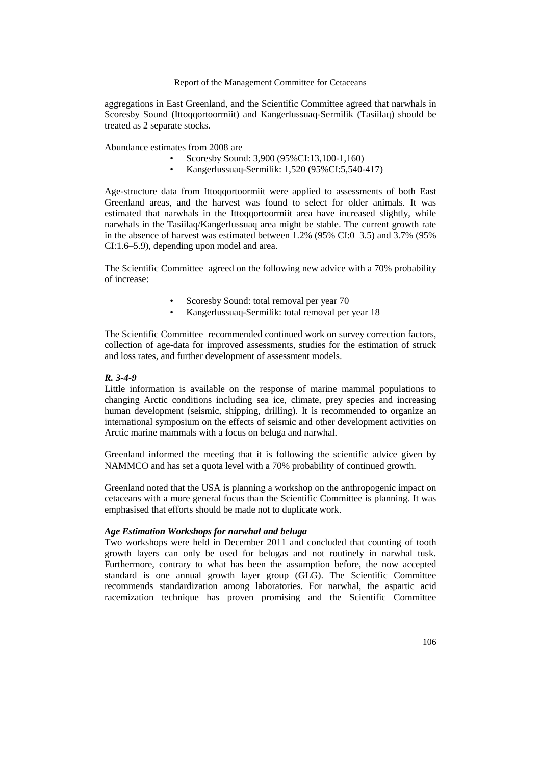aggregations in East Greenland, and the Scientific Committee agreed that narwhals in Scoresby Sound (Ittoqqortoormiit) and Kangerlussuaq-Sermilik (Tasiilaq) should be treated as 2 separate stocks.

Abundance estimates from 2008 are

- Scoresby Sound: 3,900 (95%CI:13,100-1,160)
- Kangerlussuaq-Sermilik: 1,520 (95%CI:5,540-417)

Age-structure data from Ittoqqortoormiit were applied to assessments of both East Greenland areas, and the harvest was found to select for older animals. It was estimated that narwhals in the Ittoqqortoormiit area have increased slightly, while narwhals in the Tasiilaq/Kangerlussuaq area might be stable. The current growth rate in the absence of harvest was estimated between 1.2% (95% CI:0–3.5) and 3.7% (95% CI:1.6–5.9), depending upon model and area.

The Scientific Committee agreed on the following new advice with a 70% probability of increase:

- Scoresby Sound: total removal per year 70
- Kangerlussuaq-Sermilik: total removal per year 18

The Scientific Committee recommended continued work on survey correction factors, collection of age-data for improved assessments, studies for the estimation of struck and loss rates, and further development of assessment models.

***R. 3-4-9***

Little information is available on the response of marine mammal populations to changing Arctic conditions including sea ice, climate, prey species and increasing human development (seismic, shipping, drilling). It is recommended to organize an international symposium on the effects of seismic and other development activities on Arctic marine mammals with a focus on beluga and narwhal.

Greenland informed the meeting that it is following the scientific advice given by NAMMCO and has set a quota level with a 70% probability of continued growth.

Greenland noted that the USA is planning a workshop on the anthropogenic impact on cetaceans with a more general focus than the Scientific Committee is planning. It was emphasised that efforts should be made not to duplicate work.

***Age Estimation Workshops for narwhal and beluga***

Two workshops were held in December 2011 and concluded that counting of tooth growth layers can only be used for belugas and not routinely in narwhal tusk. Furthermore, contrary to what has been the assumption before, the now accepted standard is one annual growth layer group (GLG). The Scientific Committee recommends standardization among laboratories. For narwhal, the aspartic acid racemization technique has proven promising and the Scientific Committee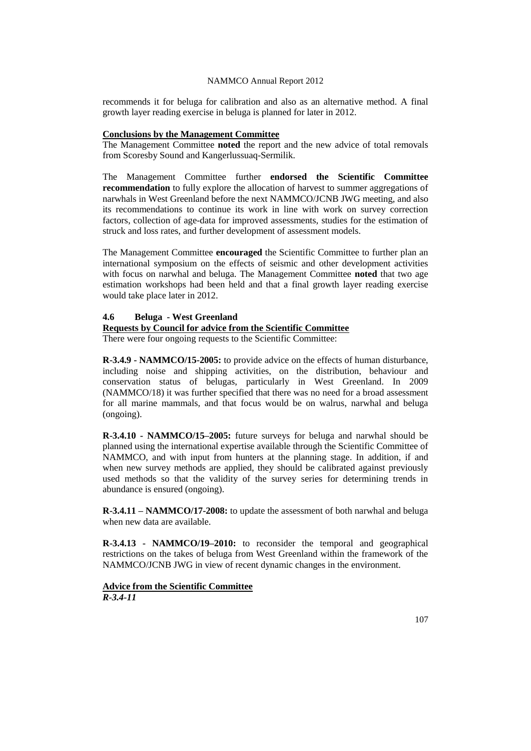recommends it for beluga for calibration and also as an alternative method. A final growth layer reading exercise in beluga is planned for later in 2012.

**Conclusions by the Management Committee**

The Management Committee **noted** the report and the new advice of total removals from Scoresby Sound and Kangerlussuaq-Sermilik.

The Management Committee further **endorsed the Scientific Committee recommendation** to fully explore the allocation of harvest to summer aggregations of narwhals in West Greenland before the next NAMMCO/JCNB JWG meeting, and also its recommendations to continue its work in line with work on survey correction factors, collection of age-data for improved assessments, studies for the estimation of struck and loss rates, and further development of assessment models.

The Management Committee **encouraged** the Scientific Committee to further plan an international symposium on the effects of seismic and other development activities with focus on narwhal and beluga. The Management Committee **noted** that two age estimation workshops had been held and that a final growth layer reading exercise would take place later in 2012.

## 4.6 Beluga - West Greenland

**Requests by Council for advice from the Scientific Committee**

There were four ongoing requests to the Scientific Committee:

**R-3.4.9 - NAMMCO/15-2005:** to provide advice on the effects of human disturbance, including noise and shipping activities, on the distribution, behaviour and conservation status of belugas, particularly in West Greenland. In 2009 (NAMMCO/18) it was further specified that there was no need for a broad assessment for all marine mammals, and that focus would be on walrus, narwhal and beluga (ongoing).

**R-3.4.10 - NAMMCO/15–2005:** future surveys for beluga and narwhal should be planned using the international expertise available through the Scientific Committee of NAMMCO, and with input from hunters at the planning stage. In addition, if and when new survey methods are applied, they should be calibrated against previously used methods so that the validity of the survey series for determining trends in abundance is ensured (ongoing).

**R-3.4.11 – NAMMCO/17-2008:** to update the assessment of both narwhal and beluga when new data are available.

**R-3.4.13 - NAMMCO/19–2010:** to reconsider the temporal and geographical restrictions on the takes of beluga from West Greenland within the framework of the NAMMCO/JCNB JWG in view of recent dynamic changes in the environment.

**Advice from the Scientific Committee**

***R-3.4-11***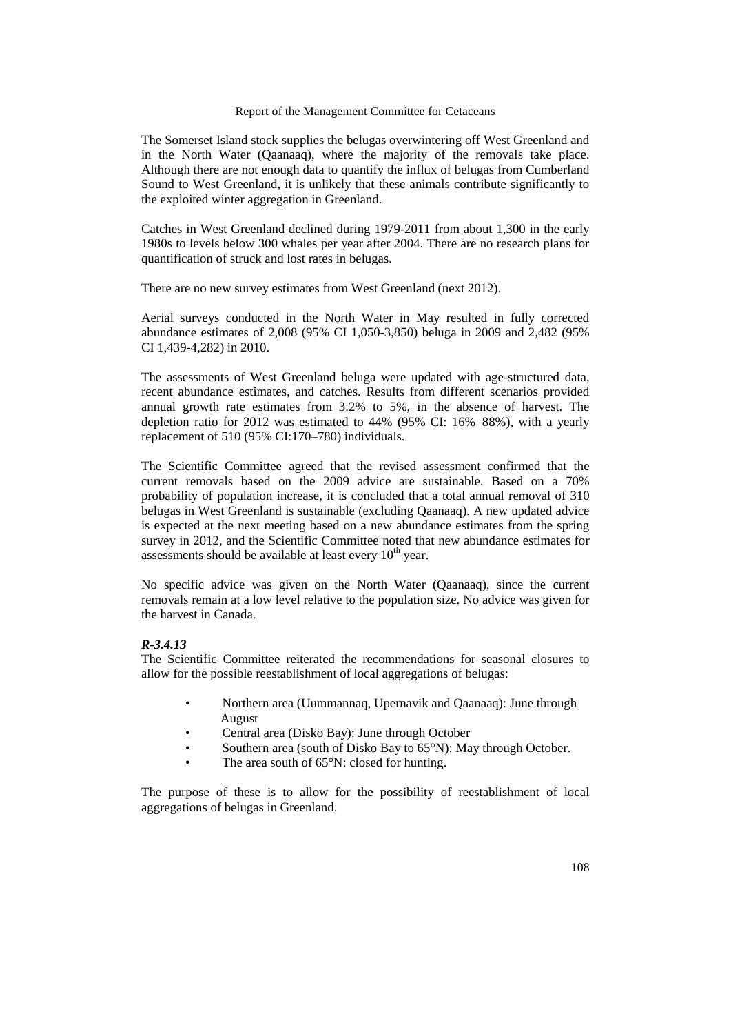The Somerset Island stock supplies the belugas overwintering off West Greenland and in the North Water (Qaanaaq), where the majority of the removals take place. Although there are not enough data to quantify the influx of belugas from Cumberland Sound to West Greenland, it is unlikely that these animals contribute significantly to the exploited winter aggregation in Greenland.

Catches in West Greenland declined during 1979-2011 from about 1,300 in the early 1980s to levels below 300 whales per year after 2004. There are no research plans for quantification of struck and lost rates in belugas.

There are no new survey estimates from West Greenland (next 2012).

Aerial surveys conducted in the North Water in May resulted in fully corrected abundance estimates of 2,008 (95% CI 1,050-3,850) beluga in 2009 and 2,482 (95% CI 1,439-4,282) in 2010.

The assessments of West Greenland beluga were updated with age-structured data, recent abundance estimates, and catches. Results from different scenarios provided annual growth rate estimates from 3.2% to 5%, in the absence of harvest. The depletion ratio for 2012 was estimated to 44% (95% CI: 16%–88%), with a yearly replacement of 510 (95% CI:170–780) individuals.

The Scientific Committee agreed that the revised assessment confirmed that the current removals based on the 2009 advice are sustainable. Based on a 70% probability of population increase, it is concluded that a total annual removal of 310 belugas in West Greenland is sustainable (excluding Qaanaaq). A new updated advice is expected at the next meeting based on a new abundance estimates from the spring survey in 2012, and the Scientific Committee noted that new abundance estimates for assessments should be available at least every 10th year.

No specific advice was given on the North Water (Qaanaaq), since the current removals remain at a low level relative to the population size. No advice was given for the harvest in Canada.

***R-3.4.13***

The Scientific Committee reiterated the recommendations for seasonal closures to allow for the possible reestablishment of local aggregations of belugas:

- Northern area (Uummannaq, Upernavik and Qaanaaq): June through August
- Central area (Disko Bay): June through October
- Southern area (south of Disko Bay to 65°N): May through October.
- The area south of 65°N: closed for hunting.

The purpose of these is to allow for the possibility of reestablishment of local aggregations of belugas in Greenland.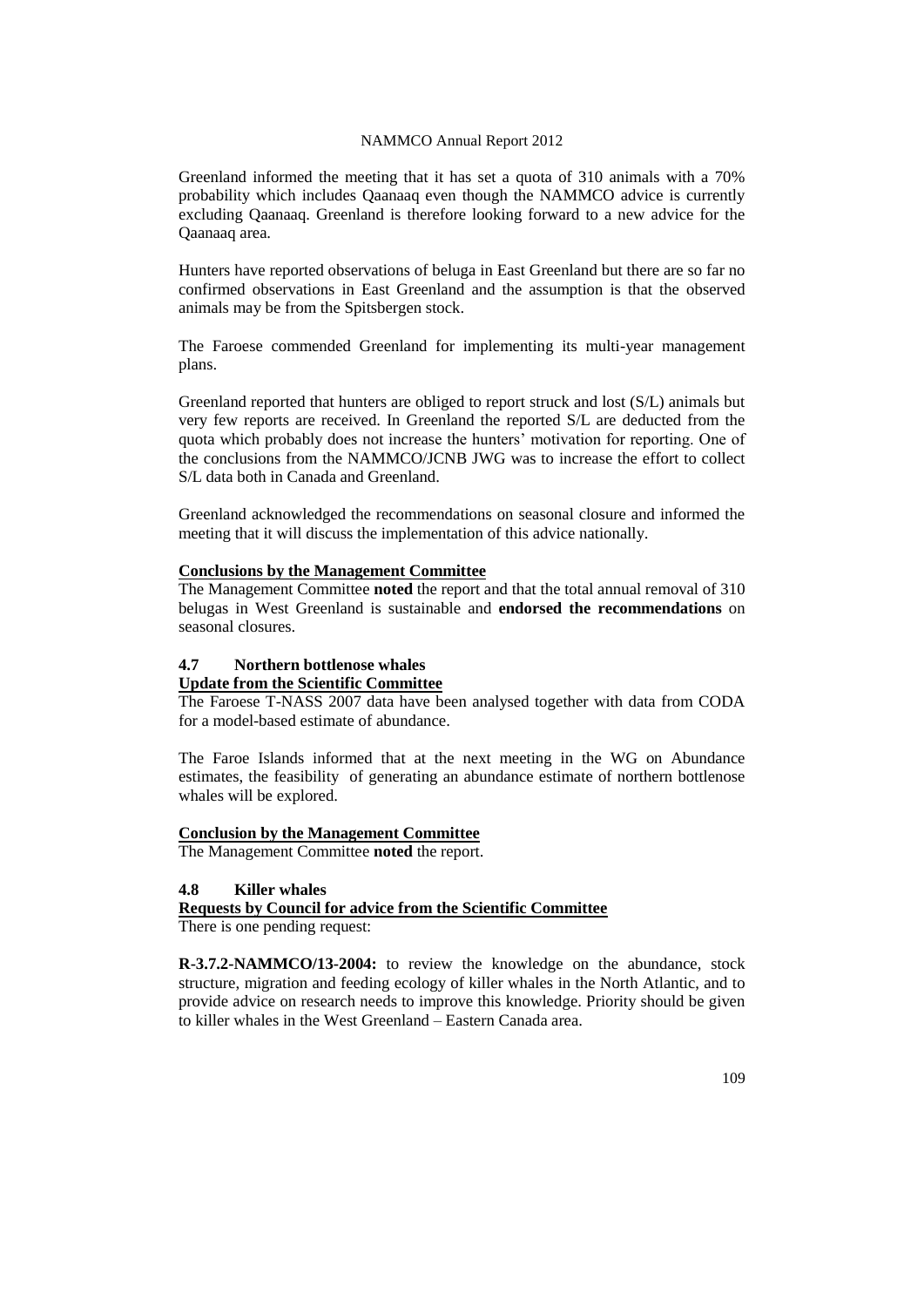Greenland informed the meeting that it has set a quota of 310 animals with a 70% probability which includes Qaanaaq even though the NAMMCO advice is currently excluding Qaanaaq. Greenland is therefore looking forward to a new advice for the Qaanaaq area.

Hunters have reported observations of beluga in East Greenland but there are so far no confirmed observations in East Greenland and the assumption is that the observed animals may be from the Spitsbergen stock.

The Faroese commended Greenland for implementing its multi-year management plans.

Greenland reported that hunters are obliged to report struck and lost (S/L) animals but very few reports are received. In Greenland the reported S/L are deducted from the quota which probably does not increase the hunters' motivation for reporting. One of the conclusions from the NAMMCO/JCNB JWG was to increase the effort to collect S/L data both in Canada and Greenland.

Greenland acknowledged the recommendations on seasonal closure and informed the meeting that it will discuss the implementation of this advice nationally.

**Conclusions by the Management Committee**

The Management Committee **noted** the report and that the total annual removal of 310 belugas in West Greenland is sustainable and **endorsed the recommendations** on seasonal closures.

### 4.7 Northern bottlenose whales

**Update from the Scientific Committee**

The Faroese T-NASS 2007 data have been analysed together with data from CODA for a model-based estimate of abundance.

The Faroe Islands informed that at the next meeting in the WG on Abundance estimates, the feasibility of generating an abundance estimate of northern bottlenose whales will be explored.

**Conclusion by the Management Committee**

The Management Committee **noted** the report.

### 4.8 Killer whales

**Requests by Council for advice from the Scientific Committee**

There is one pending request:

**R-3.7.2-NAMMCO/13-2004:** to review the knowledge on the abundance, stock structure, migration and feeding ecology of killer whales in the North Atlantic, and to provide advice on research needs to improve this knowledge. Priority should be given to killer whales in the West Greenland – Eastern Canada area.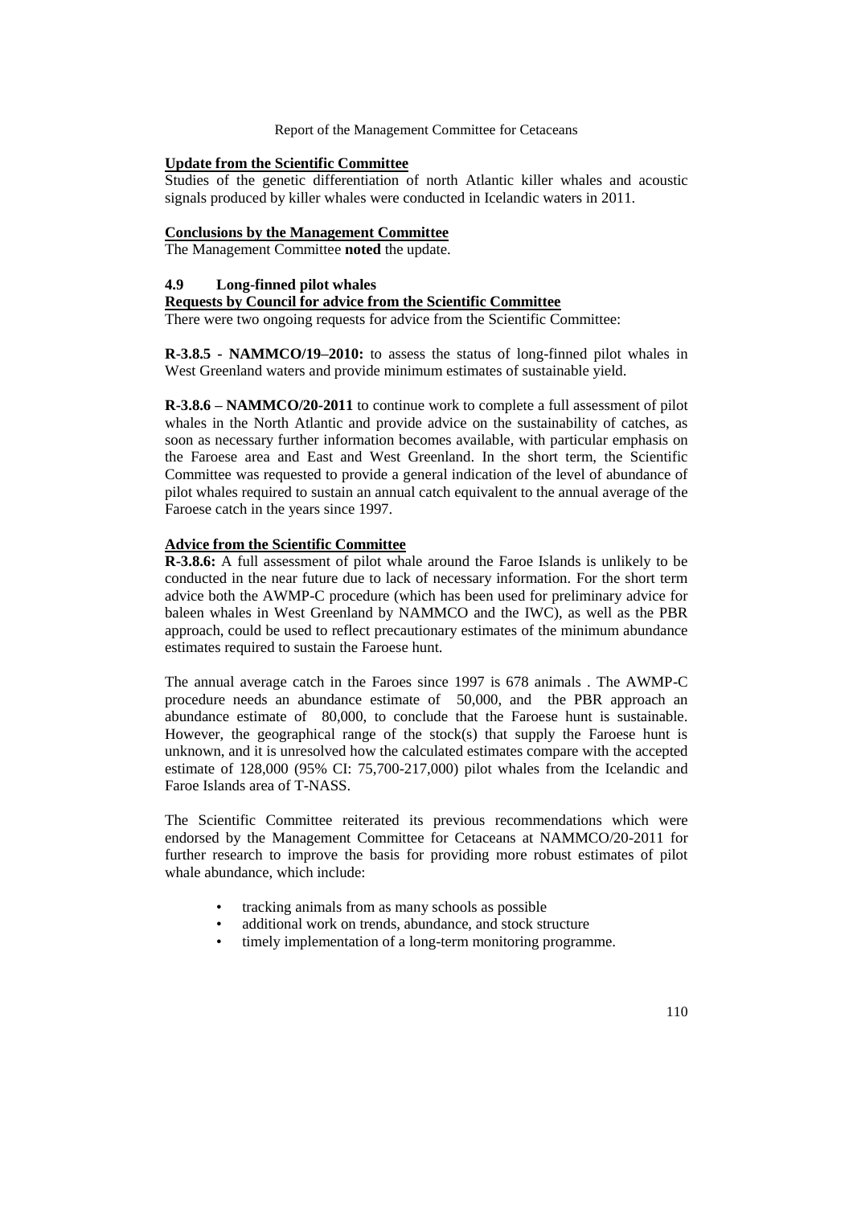**Update from the Scientific Committee**

Studies of the genetic differentiation of north Atlantic killer whales and acoustic signals produced by killer whales were conducted in Icelandic waters in 2011.

**Conclusions by the Management Committee**

The Management Committee **noted** the update.

### 4.9 Long-finned pilot whales

**Requests by Council for advice from the Scientific Committee**

There were two ongoing requests for advice from the Scientific Committee:

**R-3.8.5 - NAMMCO/19–2010:** to assess the status of long-finned pilot whales in West Greenland waters and provide minimum estimates of sustainable yield.

**R-3.8.6 – NAMMCO/20-2011** to continue work to complete a full assessment of pilot whales in the North Atlantic and provide advice on the sustainability of catches, as soon as necessary further information becomes available, with particular emphasis on the Faroese area and East and West Greenland. In the short term, the Scientific Committee was requested to provide a general indication of the level of abundance of pilot whales required to sustain an annual catch equivalent to the annual average of the Faroese catch in the years since 1997.

**Advice from the Scientific Committee**

**R-3.8.6:** A full assessment of pilot whale around the Faroe Islands is unlikely to be conducted in the near future due to lack of necessary information. For the short term advice both the AWMP-C procedure (which has been used for preliminary advice for baleen whales in West Greenland by NAMMCO and the IWC), as well as the PBR approach, could be used to reflect precautionary estimates of the minimum abundance estimates required to sustain the Faroese hunt.

The annual average catch in the Faroes since 1997 is 678 animals . The AWMP-C procedure needs an abundance estimate of 50,000, and the PBR approach an abundance estimate of 80,000, to conclude that the Faroese hunt is sustainable. However, the geographical range of the stock(s) that supply the Faroese hunt is unknown, and it is unresolved how the calculated estimates compare with the accepted estimate of 128,000 (95% CI: 75,700-217,000) pilot whales from the Icelandic and Faroe Islands area of T-NASS.

The Scientific Committee reiterated its previous recommendations which were endorsed by the Management Committee for Cetaceans at NAMMCO/20-2011 for further research to improve the basis for providing more robust estimates of pilot whale abundance, which include:

- tracking animals from as many schools as possible
- additional work on trends, abundance, and stock structure
- timely implementation of a long-term monitoring programme.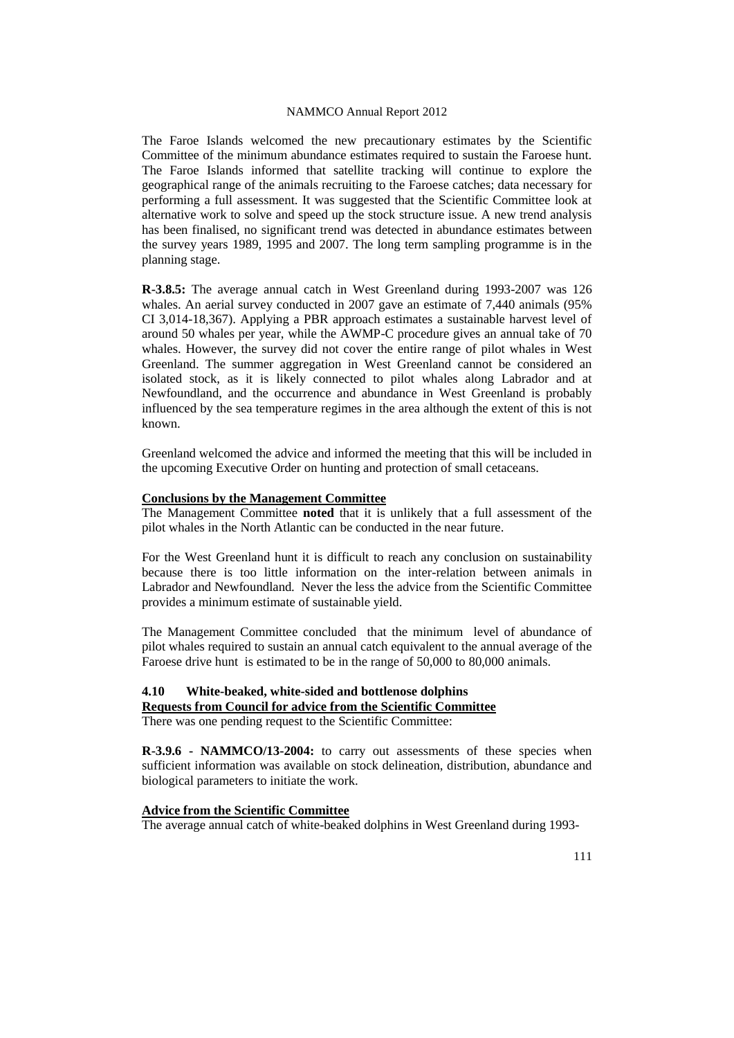The Faroe Islands welcomed the new precautionary estimates by the Scientific Committee of the minimum abundance estimates required to sustain the Faroese hunt. The Faroe Islands informed that satellite tracking will continue to explore the geographical range of the animals recruiting to the Faroese catches; data necessary for performing a full assessment. It was suggested that the Scientific Committee look at alternative work to solve and speed up the stock structure issue. A new trend analysis has been finalised, no significant trend was detected in abundance estimates between the survey years 1989, 1995 and 2007. The long term sampling programme is in the planning stage.

**R-3.8.5:** The average annual catch in West Greenland during 1993-2007 was 126 whales. An aerial survey conducted in 2007 gave an estimate of 7,440 animals (95% CI 3,014-18,367). Applying a PBR approach estimates a sustainable harvest level of around 50 whales per year, while the AWMP-C procedure gives an annual take of 70 whales. However, the survey did not cover the entire range of pilot whales in West Greenland. The summer aggregation in West Greenland cannot be considered an isolated stock, as it is likely connected to pilot whales along Labrador and at Newfoundland, and the occurrence and abundance in West Greenland is probably influenced by the sea temperature regimes in the area although the extent of this is not known.

Greenland welcomed the advice and informed the meeting that this will be included in the upcoming Executive Order on hunting and protection of small cetaceans.

**Conclusions by the Management Committee**

The Management Committee **noted** that it is unlikely that a full assessment of the pilot whales in the North Atlantic can be conducted in the near future.

For the West Greenland hunt it is difficult to reach any conclusion on sustainability because there is too little information on the inter-relation between animals in Labrador and Newfoundland. Never the less the advice from the Scientific Committee provides a minimum estimate of sustainable yield.

The Management Committee concluded that the minimum level of abundance of pilot whales required to sustain an annual catch equivalent to the annual average of the Faroese drive hunt is estimated to be in the range of 50,000 to 80,000 animals.

### 4.10 White-beaked, white-sided and bottlenose dolphins

**Requests from Council for advice from the Scientific Committee**

There was one pending request to the Scientific Committee:

**R-3.9.6 - NAMMCO/13-2004:** to carry out assessments of these species when sufficient information was available on stock delineation, distribution, abundance and biological parameters to initiate the work.

**Advice from the Scientific Committee**

The average annual catch of white-beaked dolphins in West Greenland during 1993-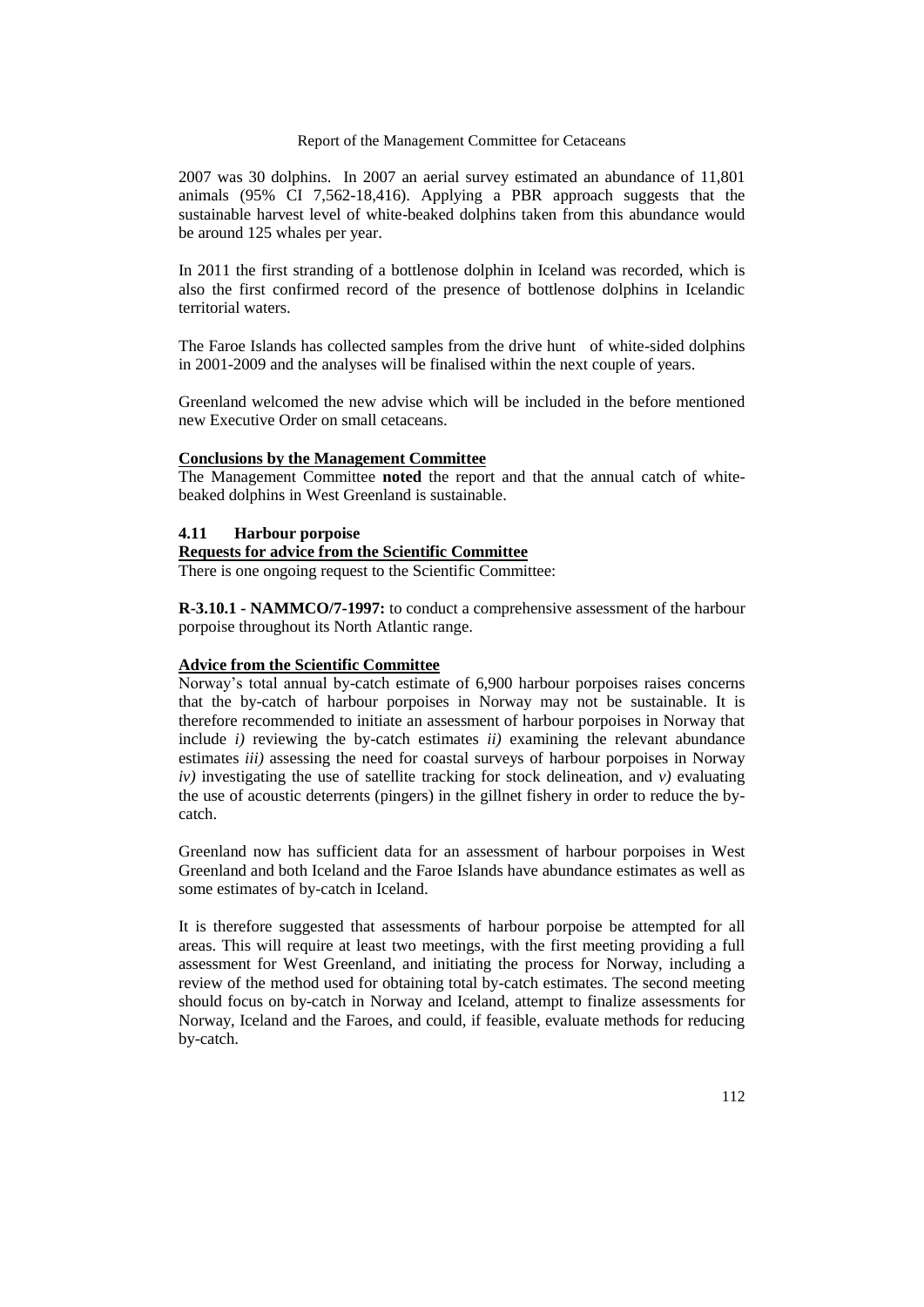2007 was 30 dolphins. In 2007 an aerial survey estimated an abundance of 11,801 animals (95% CI 7,562-18,416). Applying a PBR approach suggests that the sustainable harvest level of white-beaked dolphins taken from this abundance would be around 125 whales per year.

In 2011 the first stranding of a bottlenose dolphin in Iceland was recorded, which is also the first confirmed record of the presence of bottlenose dolphins in Icelandic territorial waters.

The Faroe Islands has collected samples from the drive hunt of white-sided dolphins in 2001-2009 and the analyses will be finalised within the next couple of years.

Greenland welcomed the new advise which will be included in the before mentioned new Executive Order on small cetaceans.

**Conclusions by the Management Committee**

The Management Committee **noted** the report and that the annual catch of white-beaked dolphins in West Greenland is sustainable.

### 4.11 Harbour porpoise

**Requests for advice from the Scientific Committee**

There is one ongoing request to the Scientific Committee:

**R-3.10.1 - NAMMCO/7-1997:** to conduct a comprehensive assessment of the harbour porpoise throughout its North Atlantic range.

**Advice from the Scientific Committee**

Norway's total annual by-catch estimate of 6,900 harbour porpoises raises concerns that the by-catch of harbour porpoises in Norway may not be sustainable. It is therefore recommended to initiate an assessment of harbour porpoises in Norway that include *i)* reviewing the by-catch estimates *ii)* examining the relevant abundance estimates *iii)* assessing the need for coastal surveys of harbour porpoises in Norway *iv)* investigating the use of satellite tracking for stock delineation, and *v)* evaluating the use of acoustic deterrents (pingers) in the gillnet fishery in order to reduce the by-catch.

Greenland now has sufficient data for an assessment of harbour porpoises in West Greenland and both Iceland and the Faroe Islands have abundance estimates as well as some estimates of by-catch in Iceland.

It is therefore suggested that assessments of harbour porpoise be attempted for all areas. This will require at least two meetings, with the first meeting providing a full assessment for West Greenland, and initiating the process for Norway, including a review of the method used for obtaining total by-catch estimates. The second meeting should focus on by-catch in Norway and Iceland, attempt to finalize assessments for Norway, Iceland and the Faroes, and could, if feasible, evaluate methods for reducing by-catch.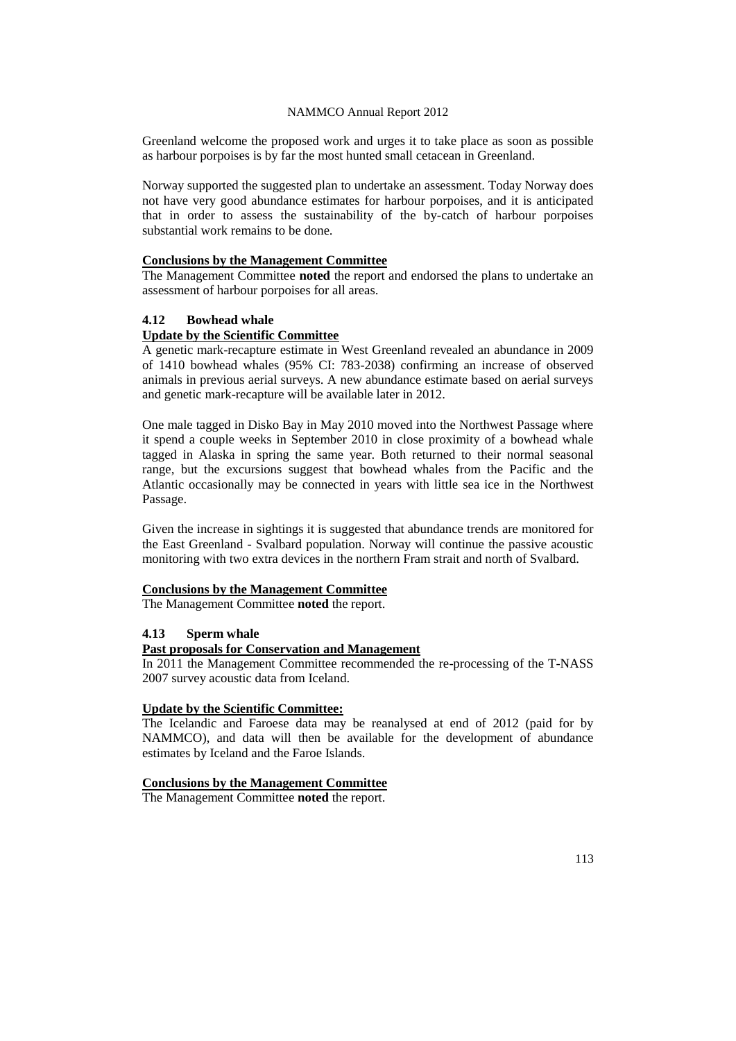Greenland welcome the proposed work and urges it to take place as soon as possible as harbour porpoises is by far the most hunted small cetacean in Greenland.

Norway supported the suggested plan to undertake an assessment. Today Norway does not have very good abundance estimates for harbour porpoises, and it is anticipated that in order to assess the sustainability of the by-catch of harbour porpoises substantial work remains to be done.

**Conclusions by the Management Committee**

The Management Committee **noted** the report and endorsed the plans to undertake an assessment of harbour porpoises for all areas.

### 4.12 Bowhead whale

**Update by the Scientific Committee**

A genetic mark-recapture estimate in West Greenland revealed an abundance in 2009 of 1410 bowhead whales (95% CI: 783-2038) confirming an increase of observed animals in previous aerial surveys. A new abundance estimate based on aerial surveys and genetic mark-recapture will be available later in 2012.

One male tagged in Disko Bay in May 2010 moved into the Northwest Passage where it spend a couple weeks in September 2010 in close proximity of a bowhead whale tagged in Alaska in spring the same year. Both returned to their normal seasonal range, but the excursions suggest that bowhead whales from the Pacific and the Atlantic occasionally may be connected in years with little sea ice in the Northwest Passage.

Given the increase in sightings it is suggested that abundance trends are monitored for the East Greenland - Svalbard population. Norway will continue the passive acoustic monitoring with two extra devices in the northern Fram strait and north of Svalbard.

**Conclusions by the Management Committee**

The Management Committee **noted** the report.

### 4.13 Sperm whale

**Past proposals for Conservation and Management**

In 2011 the Management Committee recommended the re-processing of the T-NASS 2007 survey acoustic data from Iceland.

**Update by the Scientific Committee:**

The Icelandic and Faroese data may be reanalysed at end of 2012 (paid for by NAMMCO), and data will then be available for the development of abundance estimates by Iceland and the Faroe Islands.

**Conclusions by the Management Committee**

The Management Committee **noted** the report.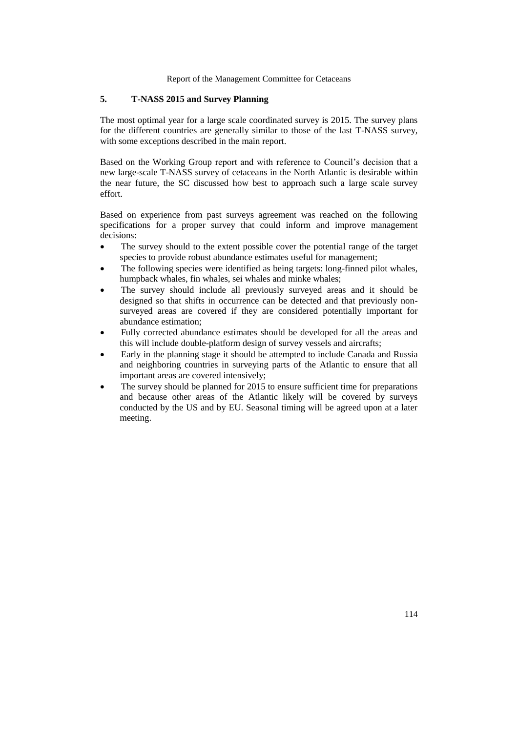## 5. T-NASS 2015 and Survey Planning

The most optimal year for a large scale coordinated survey is 2015. The survey plans for the different countries are generally similar to those of the last T-NASS survey, with some exceptions described in the main report.

Based on the Working Group report and with reference to Council's decision that a new large-scale T-NASS survey of cetaceans in the North Atlantic is desirable within the near future, the SC discussed how best to approach such a large scale survey effort.

Based on experience from past surveys agreement was reached on the following specifications for a proper survey that could inform and improve management decisions:

- The survey should to the extent possible cover the potential range of the target species to provide robust abundance estimates useful for management;
- The following species were identified as being targets: long-finned pilot whales, humpback whales, fin whales, sei whales and minke whales;
- The survey should include all previously surveyed areas and it should be designed so that shifts in occurrence can be detected and that previously non-surveyed areas are covered if they are considered potentially important for abundance estimation;
- Fully corrected abundance estimates should be developed for all the areas and this will include double-platform design of survey vessels and aircrafts;
- Early in the planning stage it should be attempted to include Canada and Russia and neighboring countries in surveying parts of the Atlantic to ensure that all important areas are covered intensively;
- The survey should be planned for 2015 to ensure sufficient time for preparations and because other areas of the Atlantic likely will be covered by surveys conducted by the US and by EU. Seasonal timing will be agreed upon at a later meeting.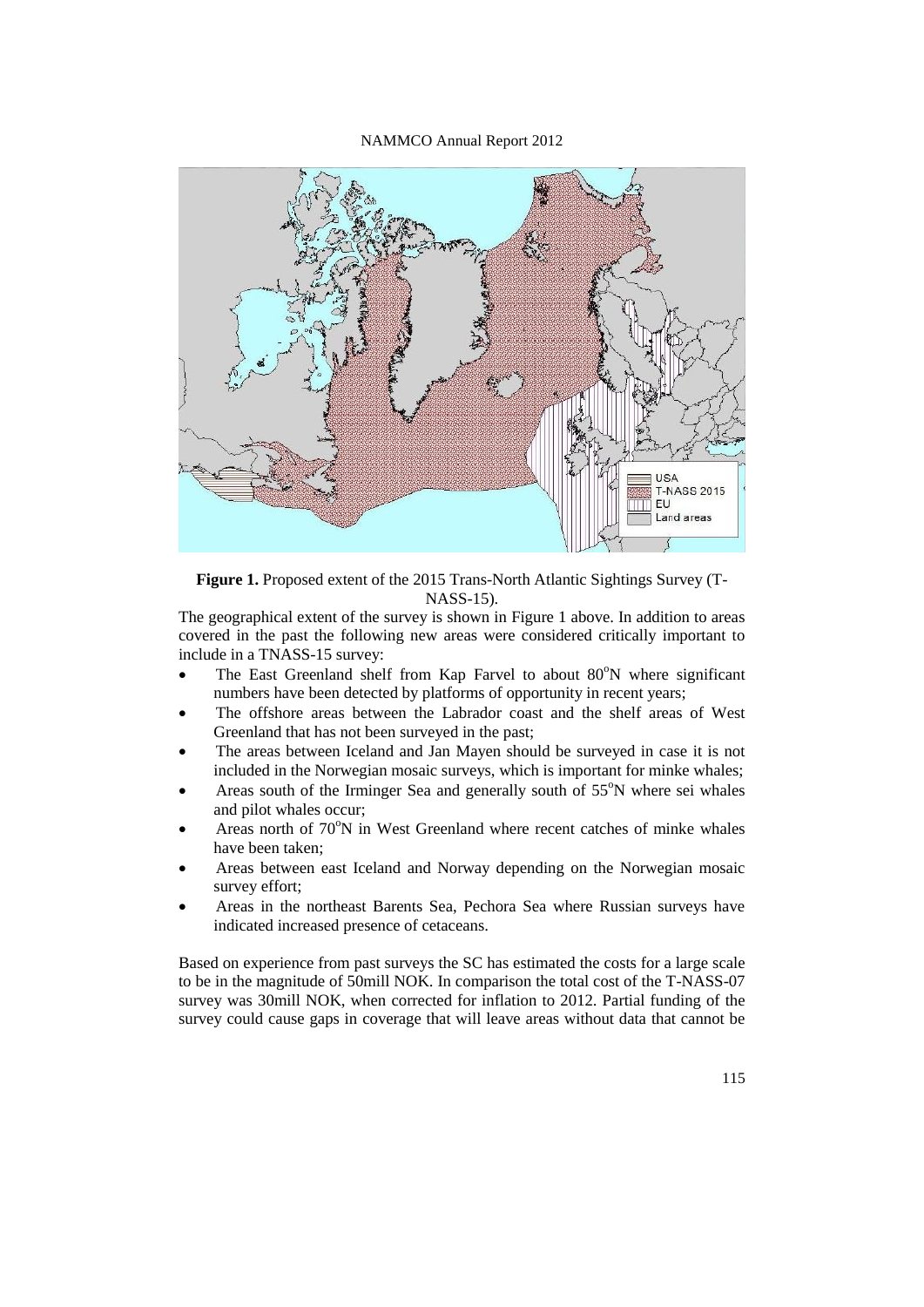**Figure 1.** Proposed extent of the 2015 Trans-North Atlantic Sightings Survey (T-NASS-15).

The geographical extent of the survey is shown in Figure 1 above. In addition to areas covered in the past the following new areas were considered critically important to include in a TNASS-15 survey:

- The East Greenland shelf from Kap Farvel to about 80°N where significant numbers have been detected by platforms of opportunity in recent years;
- The offshore areas between the Labrador coast and the shelf areas of West Greenland that has not been surveyed in the past;
- The areas between Iceland and Jan Mayen should be surveyed in case it is not included in the Norwegian mosaic surveys, which is important for minke whales;
- Areas south of the Irminger Sea and generally south of 55°N where sei whales and pilot whales occur;
- Areas north of 70°N in West Greenland where recent catches of minke whales have been taken;
- Areas between east Iceland and Norway depending on the Norwegian mosaic survey effort;
- Areas in the northeast Barents Sea, Pechora Sea where Russian surveys have indicated increased presence of cetaceans.

Based on experience from past surveys the SC has estimated the costs for a large scale to be in the magnitude of 50mill NOK. In comparison the total cost of the T-NASS-07 survey was 30mill NOK, when corrected for inflation to 2012. Partial funding of the survey could cause gaps in coverage that will leave areas without data that cannot be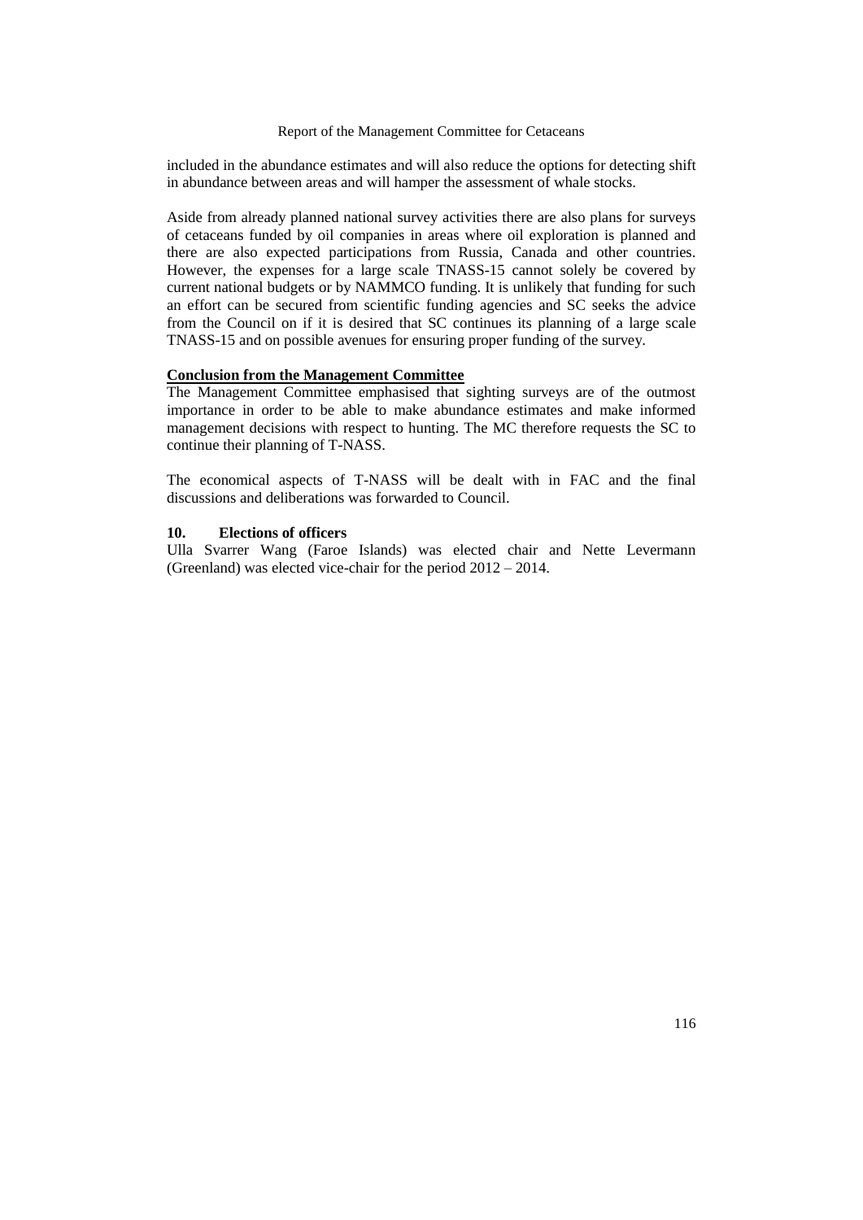included in the abundance estimates and will also reduce the options for detecting shift in abundance between areas and will hamper the assessment of whale stocks.

Aside from already planned national survey activities there are also plans for surveys of cetaceans funded by oil companies in areas where oil exploration is planned and there are also expected participations from Russia, Canada and other countries. However, the expenses for a large scale TNASS-15 cannot solely be covered by current national budgets or by NAMMCO funding. It is unlikely that funding for such an effort can be secured from scientific funding agencies and SC seeks the advice from the Council on if it is desired that SC continues its planning of a large scale TNASS-15 and on possible avenues for ensuring proper funding of the survey.

**Conclusion from the Management Committee**

The Management Committee emphasised that sighting surveys are of the outmost importance in order to be able to make abundance estimates and make informed management decisions with respect to hunting. The MC therefore requests the SC to continue their planning of T-NASS.

The economical aspects of T-NASS will be dealt with in FAC and the final discussions and deliberations was forwarded to Council.

## 10. Elections of officers

Ulla Svarrer Wang (Faroe Islands) was elected chair and Nette Levermann (Greenland) was elected vice-chair for the period 2012 – 2014.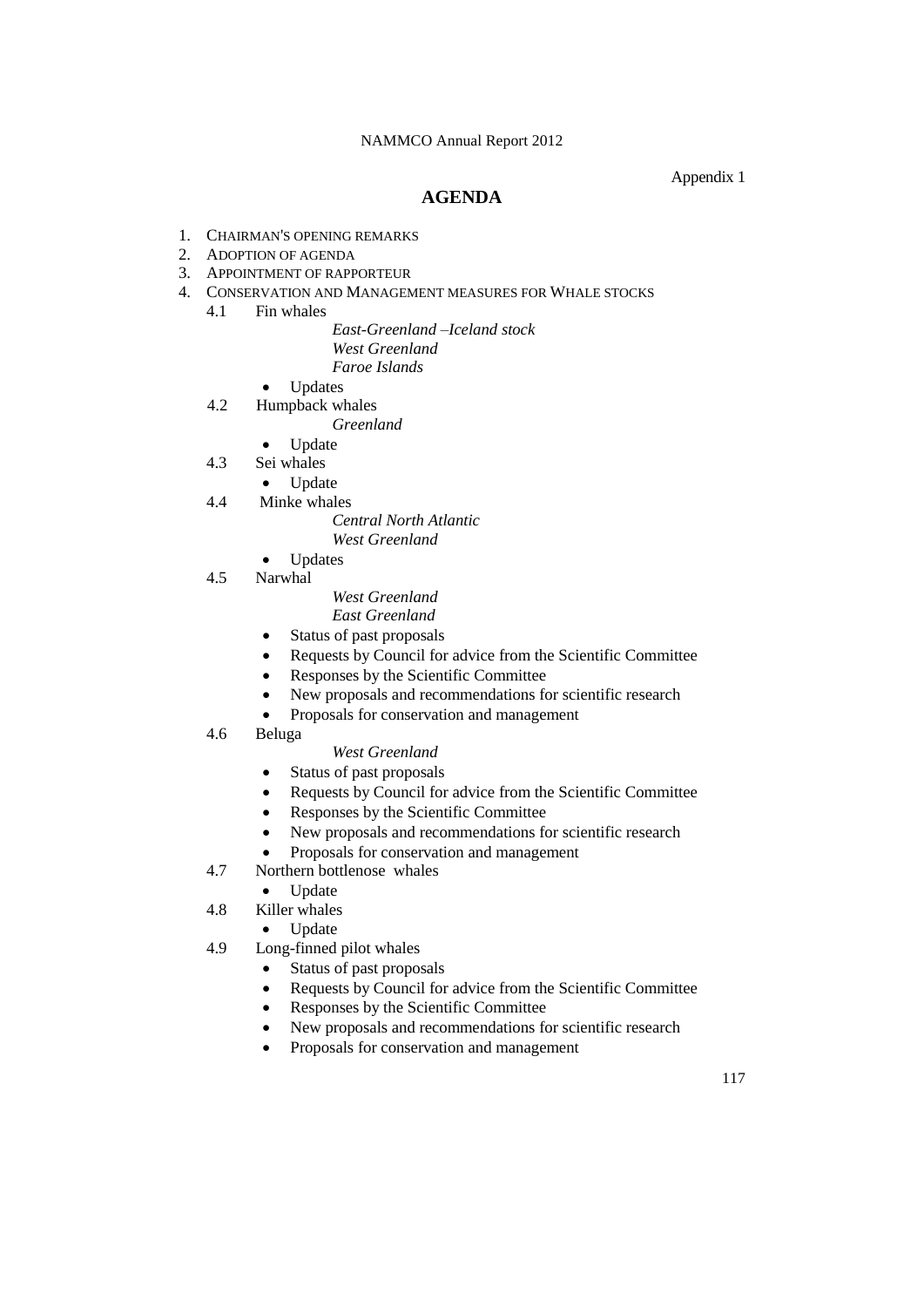Appendix 1

# AGENDA

1. CHAIRMAN'S OPENING REMARKS
2. ADOPTION OF AGENDA
3. APPOINTMENT OF RAPPORTEUR
4. CONSERVATION AND MANAGEMENT MEASURES FOR WHALE STOCKS
   - 4.1 Fin whales
     - *East-Greenland –Iceland stock*
     - *West Greenland*
     - *Faroe Islands*
     - Updates
   - 4.2 Humpback whales
     - *Greenland*
     - Update
   - 4.3 Sei whales
     - Update
   - 4.4 Minke whales
     - *Central North Atlantic*
     - *West Greenland*
     - Updates
   - 4.5 Narwhal
     - *West Greenland*
     - *East Greenland*
     - Status of past proposals
     - Requests by Council for advice from the Scientific Committee
     - Responses by the Scientific Committee
     - New proposals and recommendations for scientific research
     - Proposals for conservation and management
   - 4.6 Beluga
     - *West Greenland*
     - Status of past proposals
     - Requests by Council for advice from the Scientific Committee
     - Responses by the Scientific Committee
     - New proposals and recommendations for scientific research
     - Proposals for conservation and management
   - 4.7 Northern bottlenose whales
     - Update
   - 4.8 Killer whales
     - Update
   - 4.9 Long-finned pilot whales
     - Status of past proposals
     - Requests by Council for advice from the Scientific Committee
     - Responses by the Scientific Committee
     - New proposals and recommendations for scientific research
     - Proposals for conservation and management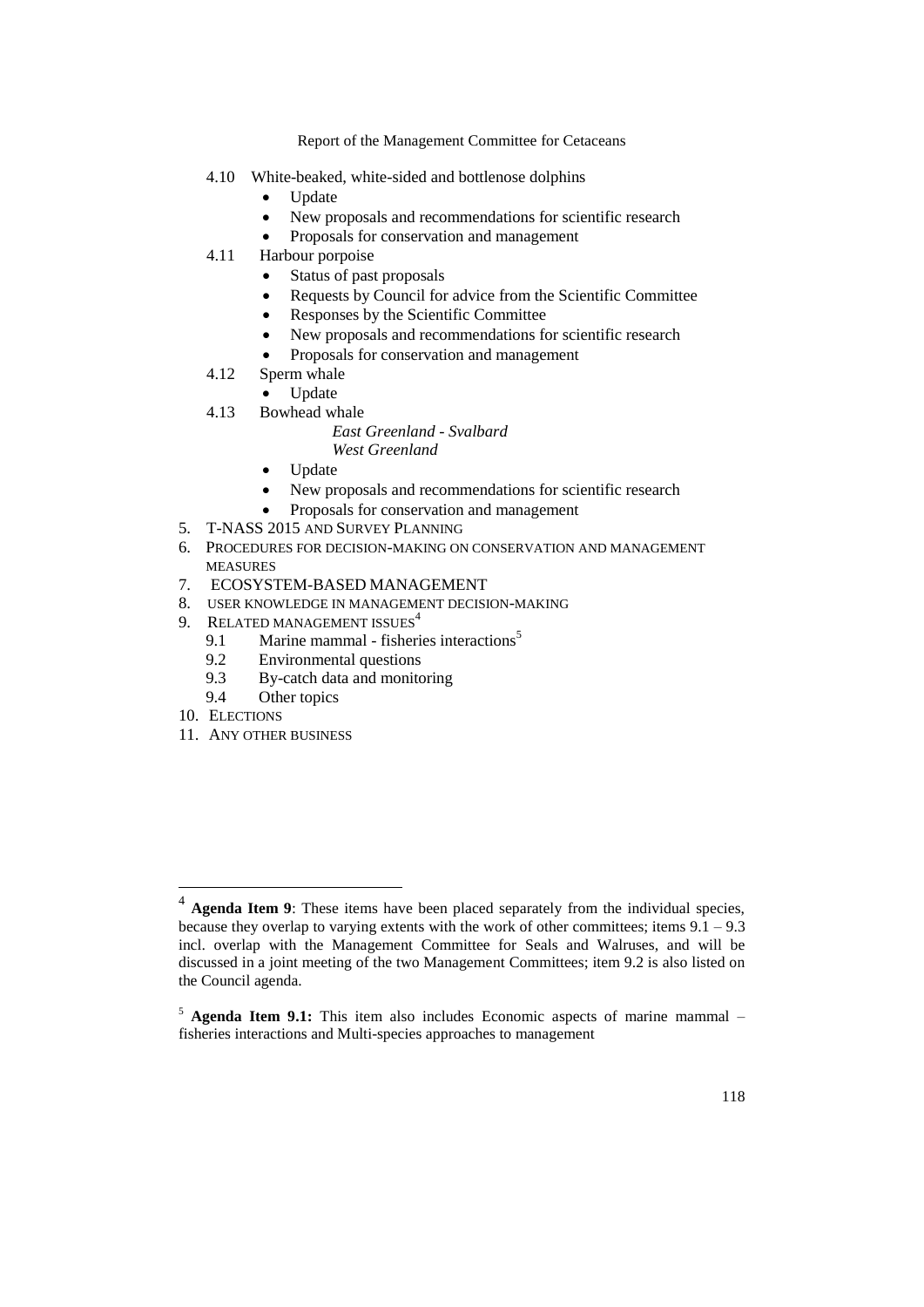- 4.10 White-beaked, white-sided and bottlenose dolphins
  - Update
  - New proposals and recommendations for scientific research
  - Proposals for conservation and management
- 4.11 Harbour porpoise
  - Status of past proposals
  - Requests by Council for advice from the Scientific Committee
  - Responses by the Scientific Committee
  - New proposals and recommendations for scientific research
  - Proposals for conservation and management
- 4.12 Sperm whale
  - Update
- 4.13 Bowhead whale

  *East Greenland - Svalbard*
  *West Greenland*
  - Update
  - New proposals and recommendations for scientific research
  - Proposals for conservation and management

5. T-NASS 2015 AND SURVEY PLANNING
6. PROCEDURES FOR DECISION-MAKING ON CONSERVATION AND MANAGEMENT MEASURES
7. ECOSYSTEM-BASED MANAGEMENT
8. USER KNOWLEDGE IN MANAGEMENT DECISION-MAKING
9. RELATED MANAGEMENT ISSUES[4]
   - 9.1 Marine mammal - fisheries interactions[5]
   - 9.2 Environmental questions
   - 9.3 By-catch data and monitoring
   - 9.4 Other topics
10. ELECTIONS
11. ANY OTHER BUSINESS

---

[4] **Agenda Item 9**: These items have been placed separately from the individual species, because they overlap to varying extents with the work of other committees; items 9.1 – 9.3 incl. overlap with the Management Committee for Seals and Walruses, and will be discussed in a joint meeting of the two Management Committees; item 9.2 is also listed on the Council agenda.

[5] **Agenda Item 9.1:** This item also includes Economic aspects of marine mammal – fisheries interactions and Multi-species approaches to management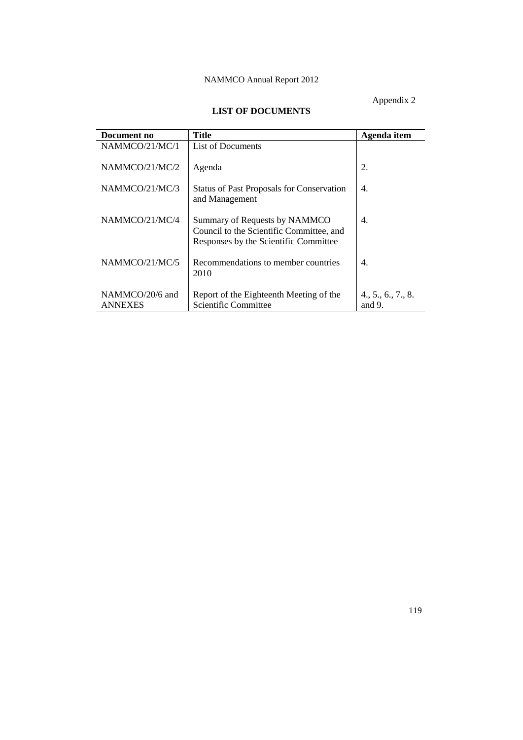Appendix 2

## LIST OF DOCUMENTS

| Document no | Title | Agenda item |
|---|---|---|
| NAMMCO/21/MC/1 | List of Documents | |
| NAMMCO/21/MC/2 | Agenda | 2. |
| NAMMCO/21/MC/3 | Status of Past Proposals for Conservation and Management | 4. |
| NAMMCO/21/MC/4 | Summary of Requests by NAMMCO Council to the Scientific Committee, and Responses by the Scientific Committee | 4. |
| NAMMCO/21/MC/5 | Recommendations to member countries 2010 | 4. |
| NAMMCO/20/6 and ANNEXES | Report of the Eighteenth Meeting of the Scientific Committee | 4., 5., 6., 7., 8. and 9. |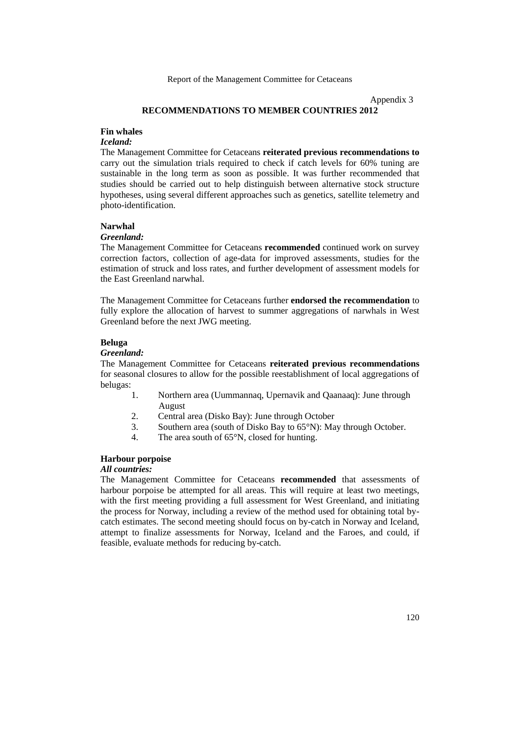Appendix 3

## RECOMMENDATIONS TO MEMBER COUNTRIES 2012

### Fin whales

*Iceland:*

The Management Committee for Cetaceans **reiterated previous recommendations to** carry out the simulation trials required to check if catch levels for 60% tuning are sustainable in the long term as soon as possible. It was further recommended that studies should be carried out to help distinguish between alternative stock structure hypotheses, using several different approaches such as genetics, satellite telemetry and photo-identification.

### Narwhal

*Greenland:*

The Management Committee for Cetaceans **recommended** continued work on survey correction factors, collection of age-data for improved assessments, studies for the estimation of struck and loss rates, and further development of assessment models for the East Greenland narwhal.

The Management Committee for Cetaceans further **endorsed the recommendation** to fully explore the allocation of harvest to summer aggregations of narwhals in West Greenland before the next JWG meeting.

### Beluga

*Greenland:*

The Management Committee for Cetaceans **reiterated previous recommendations** for seasonal closures to allow for the possible reestablishment of local aggregations of belugas:

1. Northern area (Uummannaq, Upernavik and Qaanaaq): June through August
2. Central area (Disko Bay): June through October
3. Southern area (south of Disko Bay to 65°N): May through October.
4. The area south of 65°N, closed for hunting.

### Harbour porpoise

*All countries:*

The Management Committee for Cetaceans **recommended** that assessments of harbour porpoise be attempted for all areas. This will require at least two meetings, with the first meeting providing a full assessment for West Greenland, and initiating the process for Norway, including a review of the method used for obtaining total by-catch estimates. The second meeting should focus on by-catch in Norway and Iceland, attempt to finalize assessments for Norway, Iceland and the Faroes, and could, if feasible, evaluate methods for reducing by-catch.